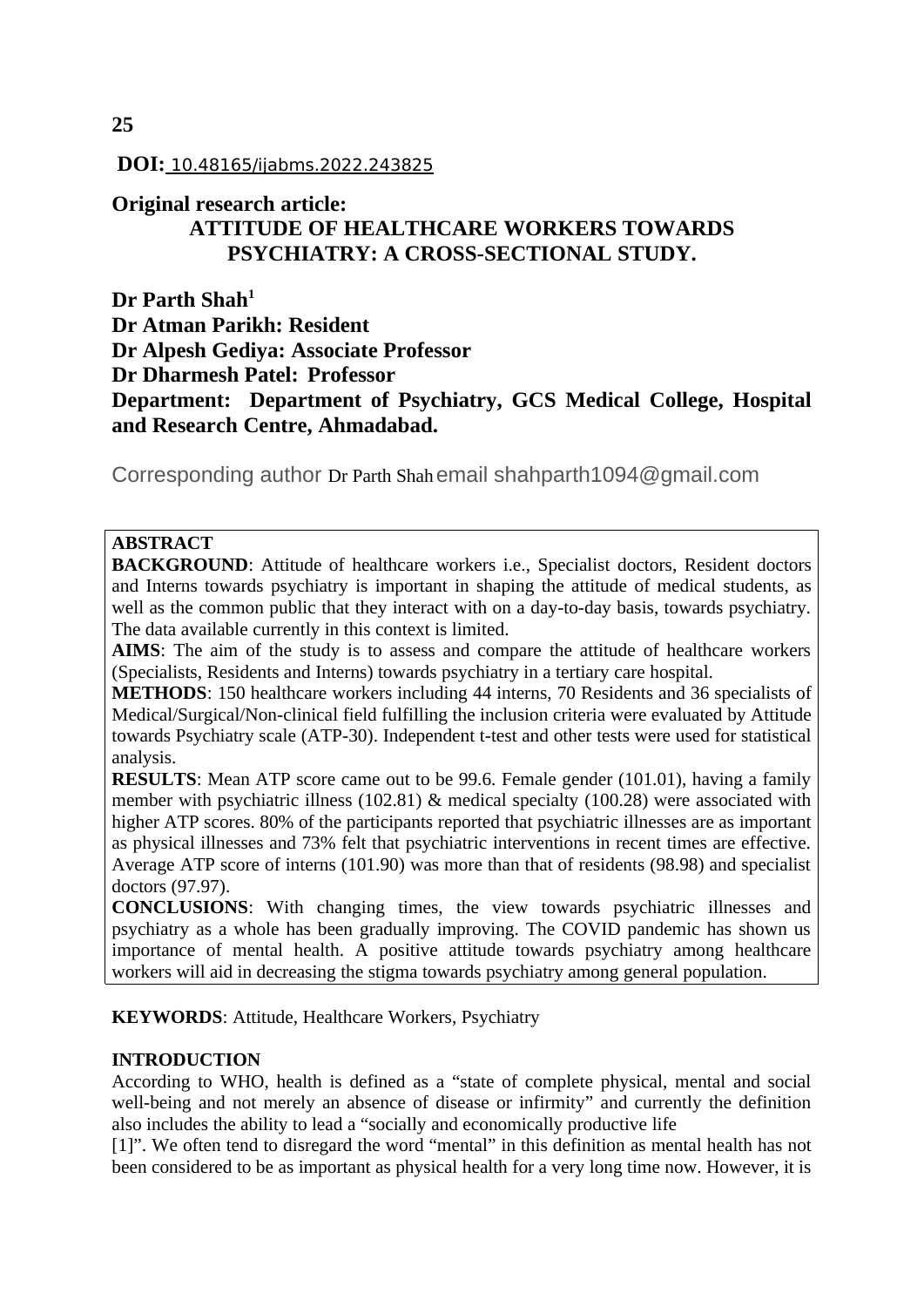**DOI:** 10.48165/ijabms.2022.243825

**Original research article:**

# ATTITUDE OF HEALTHCARE WORKERS TOWARDS PSYCHIATRY: A CROSS-SECTIONAL STUDY.

**Dr Parth Shah[1]**
**Dr Atman Parikh: Resident**
**Dr Alpesh Gediya: Associate Professor**
**Dr Dharmesh Patel: Professor**
**Department: Department of Psychiatry, GCS Medical College, Hospital and Research Centre, Ahmadabad.**

Corresponding author Dr Parth Shah email shahparth1094@gmail.com

**ABSTRACT**

**BACKGROUND**: Attitude of healthcare workers i.e., Specialist doctors, Resident doctors and Interns towards psychiatry is important in shaping the attitude of medical students, as well as the common public that they interact with on a day-to-day basis, towards psychiatry. The data available currently in this context is limited.

**AIMS**: The aim of the study is to assess and compare the attitude of healthcare workers (Specialists, Residents and Interns) towards psychiatry in a tertiary care hospital.

**METHODS**: 150 healthcare workers including 44 interns, 70 Residents and 36 specialists of Medical/Surgical/Non-clinical field fulfilling the inclusion criteria were evaluated by Attitude towards Psychiatry scale (ATP-30). Independent t-test and other tests were used for statistical analysis.

**RESULTS**: Mean ATP score came out to be 99.6. Female gender (101.01), having a family member with psychiatric illness (102.81) & medical specialty (100.28) were associated with higher ATP scores. 80% of the participants reported that psychiatric illnesses are as important as physical illnesses and 73% felt that psychiatric interventions in recent times are effective. Average ATP score of interns (101.90) was more than that of residents (98.98) and specialist doctors (97.97).

**CONCLUSIONS**: With changing times, the view towards psychiatric illnesses and psychiatry as a whole has been gradually improving. The COVID pandemic has shown us importance of mental health. A positive attitude towards psychiatry among healthcare workers will aid in decreasing the stigma towards psychiatry among general population.

**KEYWORDS**: Attitude, Healthcare Workers, Psychiatry

## INTRODUCTION

According to WHO, health is defined as a "state of complete physical, mental and social well-being and not merely an absence of disease or infirmity" and currently the definition also includes the ability to lead a "socially and economically productive life [1]". We often tend to disregard the word "mental" in this definition as mental health has not been considered to be as important as physical health for a very long time now. However, it is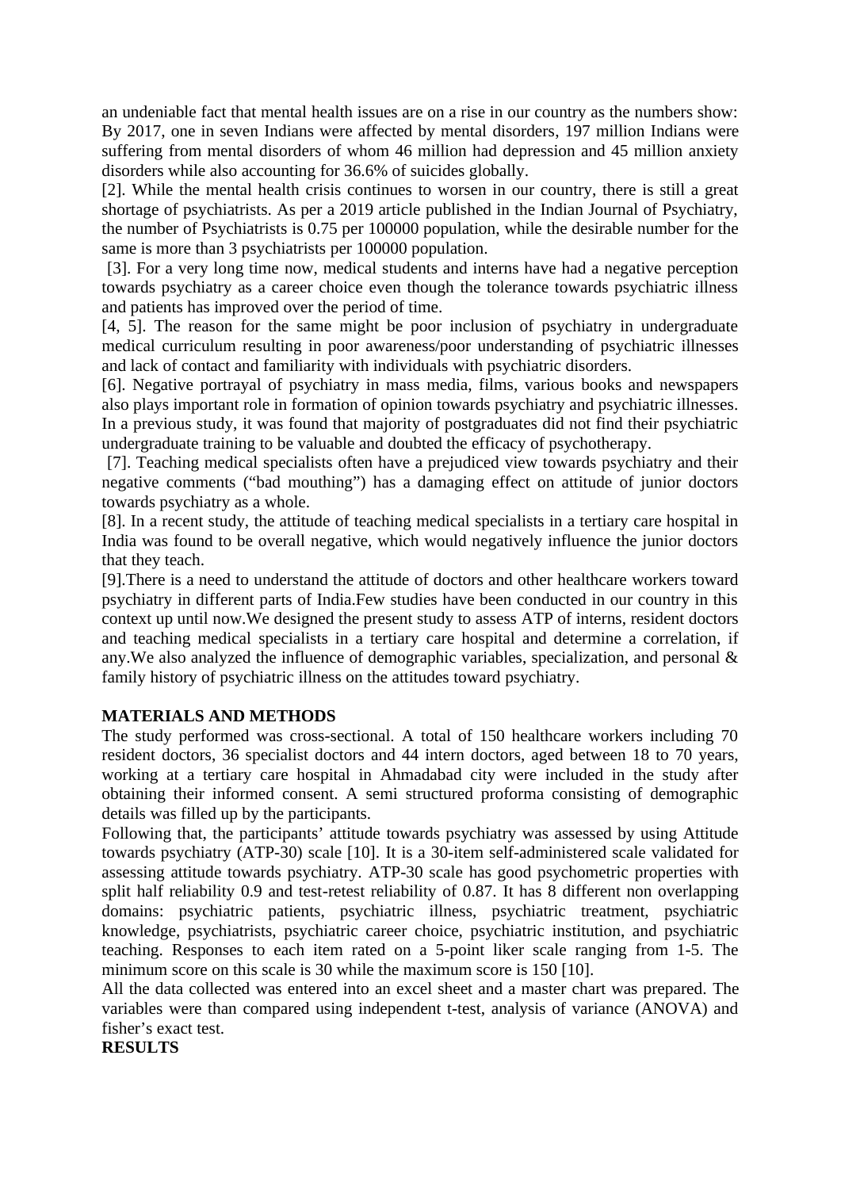an undeniable fact that mental health issues are on a rise in our country as the numbers show: By 2017, one in seven Indians were affected by mental disorders, 197 million Indians were suffering from mental disorders of whom 46 million had depression and 45 million anxiety disorders while also accounting for 36.6% of suicides globally.

[2]. While the mental health crisis continues to worsen in our country, there is still a great shortage of psychiatrists. As per a 2019 article published in the Indian Journal of Psychiatry, the number of Psychiatrists is 0.75 per 100000 population, while the desirable number for the same is more than 3 psychiatrists per 100000 population.

[3]. For a very long time now, medical students and interns have had a negative perception towards psychiatry as a career choice even though the tolerance towards psychiatric illness and patients has improved over the period of time.

[4, 5]. The reason for the same might be poor inclusion of psychiatry in undergraduate medical curriculum resulting in poor awareness/poor understanding of psychiatric illnesses and lack of contact and familiarity with individuals with psychiatric disorders.

[6]. Negative portrayal of psychiatry in mass media, films, various books and newspapers also plays important role in formation of opinion towards psychiatry and psychiatric illnesses. In a previous study, it was found that majority of postgraduates did not find their psychiatric undergraduate training to be valuable and doubted the efficacy of psychotherapy.

[7]. Teaching medical specialists often have a prejudiced view towards psychiatry and their negative comments ("bad mouthing") has a damaging effect on attitude of junior doctors towards psychiatry as a whole.

[8]. In a recent study, the attitude of teaching medical specialists in a tertiary care hospital in India was found to be overall negative, which would negatively influence the junior doctors that they teach.

[9].There is a need to understand the attitude of doctors and other healthcare workers toward psychiatry in different parts of India.Few studies have been conducted in our country in this context up until now.We designed the present study to assess ATP of interns, resident doctors and teaching medical specialists in a tertiary care hospital and determine a correlation, if any.We also analyzed the influence of demographic variables, specialization, and personal & family history of psychiatric illness on the attitudes toward psychiatry.

**MATERIALS AND METHODS**

The study performed was cross-sectional. A total of 150 healthcare workers including 70 resident doctors, 36 specialist doctors and 44 intern doctors, aged between 18 to 70 years, working at a tertiary care hospital in Ahmadabad city were included in the study after obtaining their informed consent. A semi structured proforma consisting of demographic details was filled up by the participants.

Following that, the participants' attitude towards psychiatry was assessed by using Attitude towards psychiatry (ATP-30) scale [10]. It is a 30-item self-administered scale validated for assessing attitude towards psychiatry. ATP-30 scale has good psychometric properties with split half reliability 0.9 and test-retest reliability of 0.87. It has 8 different non overlapping domains: psychiatric patients, psychiatric illness, psychiatric treatment, psychiatric knowledge, psychiatrists, psychiatric career choice, psychiatric institution, and psychiatric teaching. Responses to each item rated on a 5-point liker scale ranging from 1-5. The minimum score on this scale is 30 while the maximum score is 150 [10].

All the data collected was entered into an excel sheet and a master chart was prepared. The variables were than compared using independent t-test, analysis of variance (ANOVA) and fisher's exact test.

**RESULTS**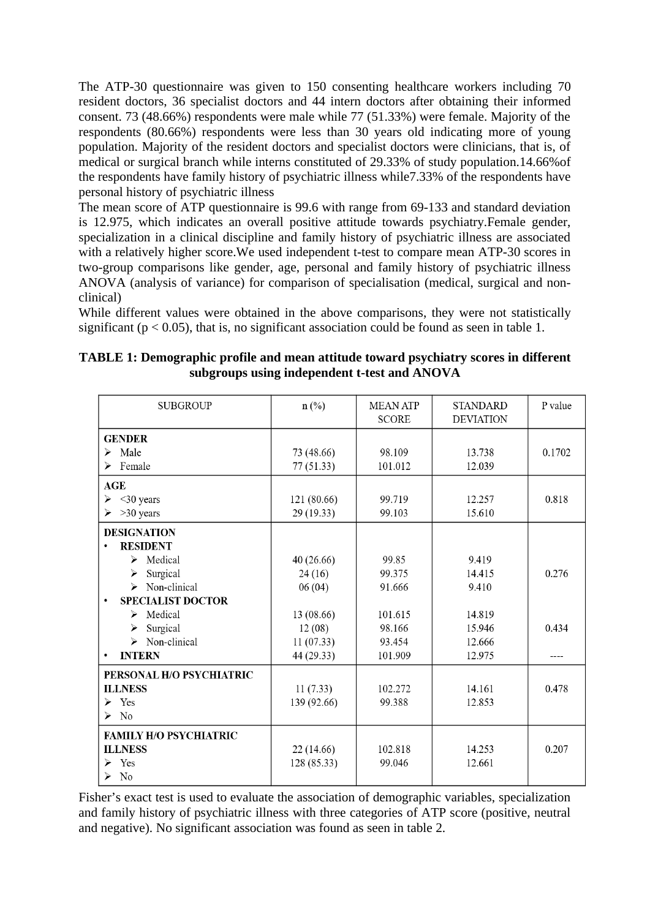The ATP-30 questionnaire was given to 150 consenting healthcare workers including 70 resident doctors, 36 specialist doctors and 44 intern doctors after obtaining their informed consent. 73 (48.66%) respondents were male while 77 (51.33%) were female. Majority of the respondents (80.66%) respondents were less than 30 years old indicating more of young population. Majority of the resident doctors and specialist doctors were clinicians, that is, of medical or surgical branch while interns constituted of 29.33% of study population.14.66%of the respondents have family history of psychiatric illness while7.33% of the respondents have personal history of psychiatric illness

The mean score of ATP questionnaire is 99.6 with range from 69-133 and standard deviation is 12.975, which indicates an overall positive attitude towards psychiatry.Female gender, specialization in a clinical discipline and family history of psychiatric illness are associated with a relatively higher score.We used independent t-test to compare mean ATP-30 scores in two-group comparisons like gender, age, personal and family history of psychiatric illness ANOVA (analysis of variance) for comparison of specialisation (medical, surgical and non-clinical)

While different values were obtained in the above comparisons, they were not statistically significant ($p < 0.05$), that is, no significant association could be found as seen in table 1.

**TABLE 1: Demographic profile and mean attitude toward psychiatry scores in different subgroups using independent t-test and ANOVA**

| SUBGROUP | n (%) | MEAN ATP SCORE | STANDARD DEVIATION | P value |
|---|---|---|---|---|
| **GENDER** | | | | |
| ➢ Male | 73 (48.66) | 98.109 | 13.738 | 0.1702 |
| ➢ Female | 77 (51.33) | 101.012 | 12.039 | |
| **AGE** | | | | |
| ➢ <30 years | 121 (80.66) | 99.719 | 12.257 | 0.818 |
| ➢ >30 years | 29 (19.33) | 99.103 | 15.610 | |
| **DESIGNATION** | | | | |
| • **RESIDENT** | | | | |
| ➢ Medical | 40 (26.66) | 99.85 | 9.419 | |
| ➢ Surgical | 24 (16) | 99.375 | 14.415 | 0.276 |
| ➢ Non-clinical | 06 (04) | 91.666 | 9.410 | |
| • **SPECIALIST DOCTOR** | | | | |
| ➢ Medical | 13 (08.66) | 101.615 | 14.819 | |
| ➢ Surgical | 12 (08) | 98.166 | 15.946 | 0.434 |
| ➢ Non-clinical | 11 (07.33) | 93.454 | 12.666 | |
| • **INTERN** | 44 (29.33) | 101.909 | 12.975 | ---- |
| **PERSONAL H/O PSYCHIATRIC ILLNESS** | | | | |
| ➢ Yes | 11 (7.33) | 102.272 | 14.161 | 0.478 |
| ➢ No | 139 (92.66) | 99.388 | 12.853 | |
| **FAMILY H/O PSYCHIATRIC ILLNESS** | | | | |
| ➢ Yes | 22 (14.66) | 102.818 | 14.253 | 0.207 |
| ➢ No | 128 (85.33) | 99.046 | 12.661 | |

Fisher's exact test is used to evaluate the association of demographic variables, specialization and family history of psychiatric illness with three categories of ATP score (positive, neutral and negative). No significant association was found as seen in table 2.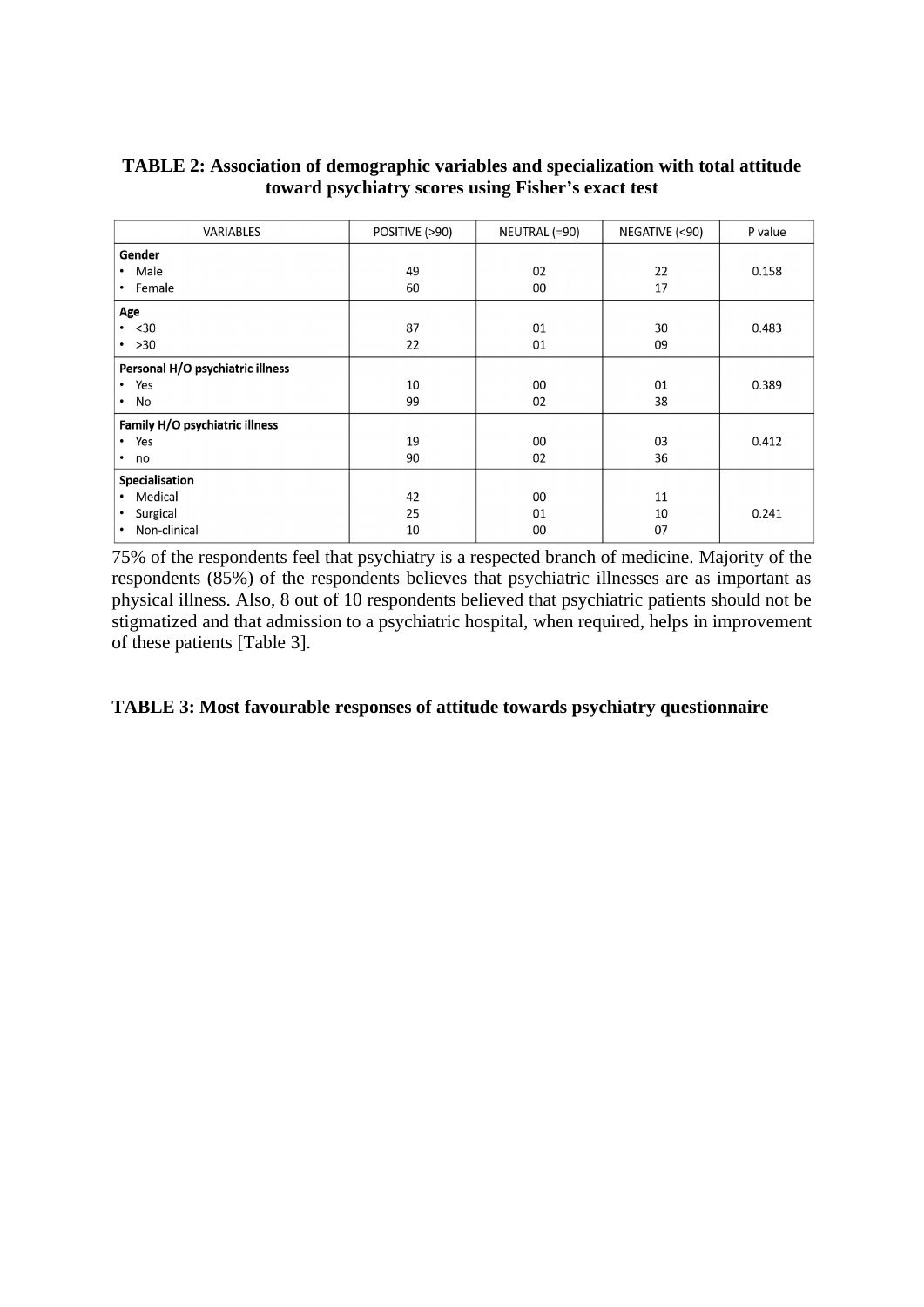**TABLE 2: Association of demographic variables and specialization with total attitude toward psychiatry scores using Fisher's exact test**

| VARIABLES | POSITIVE (>90) | NEUTRAL (=90) | NEGATIVE (<90) | P value |
|---|---|---|---|---|
| **Gender** | | | | |
| • Male | 49 | 02 | 22 | 0.158 |
| • Female | 60 | 00 | 17 | |
| **Age** | | | | |
| • <30 | 87 | 01 | 30 | 0.483 |
| • >30 | 22 | 01 | 09 | |
| **Personal H/O psychiatric illness** | | | | |
| • Yes | 10 | 00 | 01 | 0.389 |
| • No | 99 | 02 | 38 | |
| **Family H/O psychiatric illness** | | | | |
| • Yes | 19 | 00 | 03 | 0.412 |
| • no | 90 | 02 | 36 | |
| **Specialisation** | | | | |
| • Medical | 42 | 00 | 11 | |
| • Surgical | 25 | 01 | 10 | 0.241 |
| • Non-clinical | 10 | 00 | 07 | |

75% of the respondents feel that psychiatry is a respected branch of medicine. Majority of the respondents (85%) of the respondents believes that psychiatric illnesses are as important as physical illness. Also, 8 out of 10 respondents believed that psychiatric patients should not be stigmatized and that admission to a psychiatric hospital, when required, helps in improvement of these patients [Table 3].

**TABLE 3: Most favourable responses of attitude towards psychiatry questionnaire**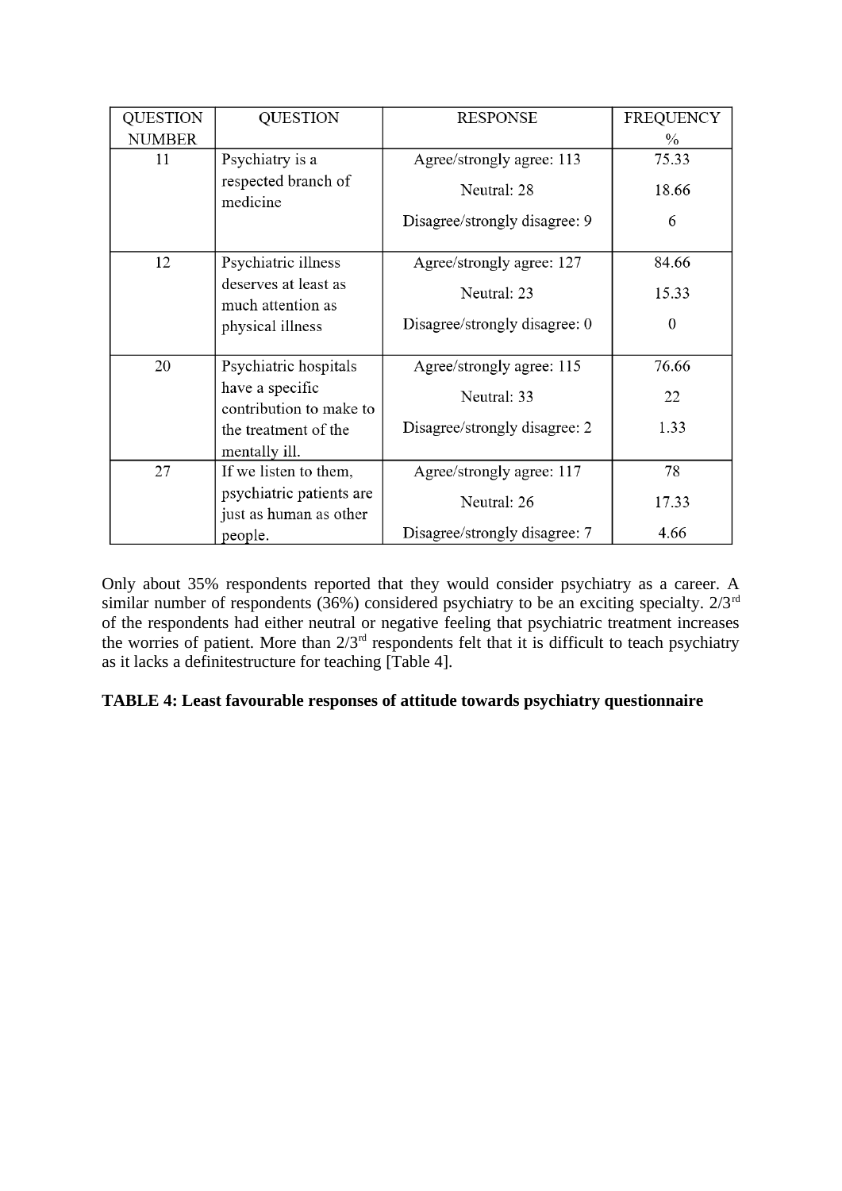| QUESTION NUMBER | QUESTION | RESPONSE | FREQUENCY % |
|---|---|---|---|
| 11 | Psychiatry is a respected branch of medicine | Agree/strongly agree: 113 | 75.33 |
| | | Neutral: 28 | 18.66 |
| | | Disagree/strongly disagree: 9 | 6 |
| 12 | Psychiatric illness deserves at least as much attention as physical illness | Agree/strongly agree: 127 | 84.66 |
| | | Neutral: 23 | 15.33 |
| | | Disagree/strongly disagree: 0 | 0 |
| 20 | Psychiatric hospitals have a specific contribution to make to the treatment of the mentally ill. | Agree/strongly agree: 115 | 76.66 |
| | | Neutral: 33 | 22 |
| | | Disagree/strongly disagree: 2 | 1.33 |
| 27 | If we listen to them, psychiatric patients are just as human as other people. | Agree/strongly agree: 117 | 78 |
| | | Neutral: 26 | 17.33 |
| | | Disagree/strongly disagree: 7 | 4.66 |

Only about 35% respondents reported that they would consider psychiatry as a career. A similar number of respondents (36%) considered psychiatry to be an exciting specialty. 2/3rd of the respondents had either neutral or negative feeling that psychiatric treatment increases the worries of patient. More than 2/3rd respondents felt that it is difficult to teach psychiatry as it lacks a definitestructure for teaching [Table 4].

**TABLE 4: Least favourable responses of attitude towards psychiatry questionnaire**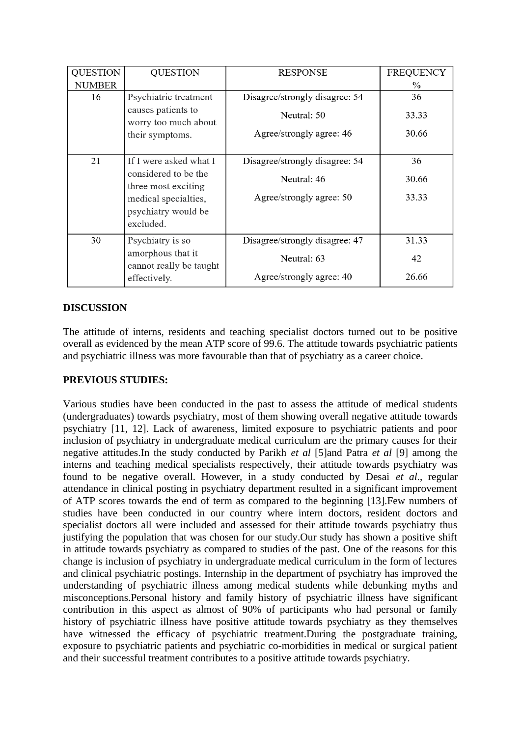| QUESTION NUMBER | QUESTION | RESPONSE | FREQUENCY % |
|---|---|---|---|
| 16 | Psychiatric treatment causes patients to worry too much about their symptoms. | Disagree/strongly disagree: 54<br>Neutral: 50<br>Agree/strongly agree: 46 | 36<br>33.33<br>30.66 |
| 21 | If I were asked what I considered to be the three most exciting medical specialties, psychiatry would be excluded. | Disagree/strongly disagree: 54<br>Neutral: 46<br>Agree/strongly agree: 50 | 36<br>30.66<br>33.33 |
| 30 | Psychiatry is so amorphous that it cannot really be taught effectively. | Disagree/strongly disagree: 47<br>Neutral: 63<br>Agree/strongly agree: 40 | 31.33<br>42<br>26.66 |

**DISCUSSION**

The attitude of interns, residents and teaching specialist doctors turned out to be positive overall as evidenced by the mean ATP score of 99.6. The attitude towards psychiatric patients and psychiatric illness was more favourable than that of psychiatry as a career choice.

**PREVIOUS STUDIES:**

Various studies have been conducted in the past to assess the attitude of medical students (undergraduates) towards psychiatry, most of them showing overall negative attitude towards psychiatry [11, 12]. Lack of awareness, limited exposure to psychiatric patients and poor inclusion of psychiatry in undergraduate medical curriculum are the primary causes for their negative attitudes.In the study conducted by Parikh *et al* [5]and Patra *et al* [9] among the interns and teaching_medical specialists_respectively, their attitude towards psychiatry was found to be negative overall. However, in a study conducted by Desai *et al*., regular attendance in clinical posting in psychiatry department resulted in a significant improvement of ATP scores towards the end of term as compared to the beginning [13].Few numbers of studies have been conducted in our country where intern doctors, resident doctors and specialist doctors all were included and assessed for their attitude towards psychiatry thus justifying the population that was chosen for our study.Our study has shown a positive shift in attitude towards psychiatry as compared to studies of the past. One of the reasons for this change is inclusion of psychiatry in undergraduate medical curriculum in the form of lectures and clinical psychiatric postings. Internship in the department of psychiatry has improved the understanding of psychiatric illness among medical students while debunking myths and misconceptions.Personal history and family history of psychiatric illness have significant contribution in this aspect as almost of 90% of participants who had personal or family history of psychiatric illness have positive attitude towards psychiatry as they themselves have witnessed the efficacy of psychiatric treatment.During the postgraduate training, exposure to psychiatric patients and psychiatric co-morbidities in medical or surgical patient and their successful treatment contributes to a positive attitude towards psychiatry.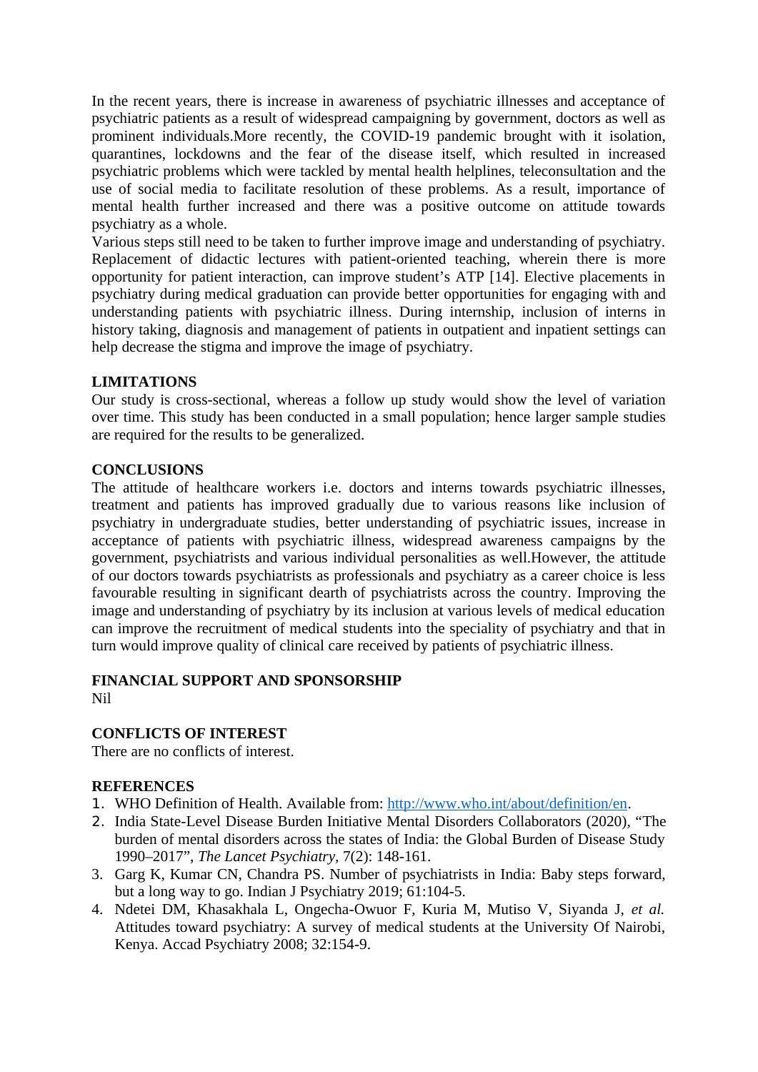In the recent years, there is increase in awareness of psychiatric illnesses and acceptance of psychiatric patients as a result of widespread campaigning by government, doctors as well as prominent individuals.More recently, the COVID-19 pandemic brought with it isolation, quarantines, lockdowns and the fear of the disease itself, which resulted in increased psychiatric problems which were tackled by mental health helplines, teleconsultation and the use of social media to facilitate resolution of these problems. As a result, importance of mental health further increased and there was a positive outcome on attitude towards psychiatry as a whole.

Various steps still need to be taken to further improve image and understanding of psychiatry. Replacement of didactic lectures with patient-oriented teaching, wherein there is more opportunity for patient interaction, can improve student's ATP [14]. Elective placements in psychiatry during medical graduation can provide better opportunities for engaging with and understanding patients with psychiatric illness. During internship, inclusion of interns in history taking, diagnosis and management of patients in outpatient and inpatient settings can help decrease the stigma and improve the image of psychiatry.

## LIMITATIONS

Our study is cross-sectional, whereas a follow up study would show the level of variation over time. This study has been conducted in a small population; hence larger sample studies are required for the results to be generalized.

## CONCLUSIONS

The attitude of healthcare workers i.e. doctors and interns towards psychiatric illnesses, treatment and patients has improved gradually due to various reasons like inclusion of psychiatry in undergraduate studies, better understanding of psychiatric issues, increase in acceptance of patients with psychiatric illness, widespread awareness campaigns by the government, psychiatrists and various individual personalities as well.However, the attitude of our doctors towards psychiatrists as professionals and psychiatry as a career choice is less favourable resulting in significant dearth of psychiatrists across the country. Improving the image and understanding of psychiatry by its inclusion at various levels of medical education can improve the recruitment of medical students into the speciality of psychiatry and that in turn would improve quality of clinical care received by patients of psychiatric illness.

## FINANCIAL SUPPORT AND SPONSORSHIP

Nil

## CONFLICTS OF INTEREST

There are no conflicts of interest.

## REFERENCES

1. WHO Definition of Health. Available from: http://www.who.int/about/definition/en.
2. India State-Level Disease Burden Initiative Mental Disorders Collaborators (2020), "The burden of mental disorders across the states of India: the Global Burden of Disease Study 1990–2017", *The Lancet Psychiatry*, 7(2): 148-161.
3. Garg K, Kumar CN, Chandra PS. Number of psychiatrists in India: Baby steps forward, but a long way to go. Indian J Psychiatry 2019; 61:104-5.
4. Ndetei DM, Khasakhala L, Ongecha-Owuor F, Kuria M, Mutiso V, Siyanda J, *et al.* Attitudes toward psychiatry: A survey of medical students at the University Of Nairobi, Kenya. Accad Psychiatry 2008; 32:154-9.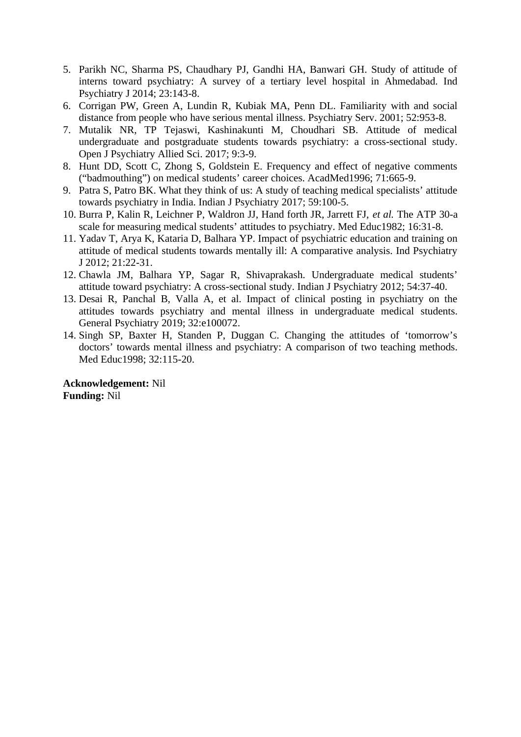5. Parikh NC, Sharma PS, Chaudhary PJ, Gandhi HA, Banwari GH. Study of attitude of interns toward psychiatry: A survey of a tertiary level hospital in Ahmedabad. Ind Psychiatry J 2014; 23:143-8.
6. Corrigan PW, Green A, Lundin R, Kubiak MA, Penn DL. Familiarity with and social distance from people who have serious mental illness. Psychiatry Serv. 2001; 52:953-8.
7. Mutalik NR, TP Tejaswi, Kashinakunti M, Choudhari SB. Attitude of medical undergraduate and postgraduate students towards psychiatry: a cross-sectional study. Open J Psychiatry Allied Sci. 2017; 9:3-9.
8. Hunt DD, Scott C, Zhong S, Goldstein E. Frequency and effect of negative comments ("badmouthing") on medical students' career choices. AcadMed1996; 71:665-9.
9. Patra S, Patro BK. What they think of us: A study of teaching medical specialists' attitude towards psychiatry in India. Indian J Psychiatry 2017; 59:100-5.
10. Burra P, Kalin R, Leichner P, Waldron JJ, Hand forth JR, Jarrett FJ, *et al.* The ATP 30-a scale for measuring medical students' attitudes to psychiatry. Med Educ1982; 16:31-8.
11. Yadav T, Arya K, Kataria D, Balhara YP. Impact of psychiatric education and training on attitude of medical students towards mentally ill: A comparative analysis. Ind Psychiatry J 2012; 21:22-31.
12. Chawla JM, Balhara YP, Sagar R, Shivaprakash. Undergraduate medical students' attitude toward psychiatry: A cross-sectional study. Indian J Psychiatry 2012; 54:37-40.
13. Desai R, Panchal B, Valla A, et al. Impact of clinical posting in psychiatry on the attitudes towards psychiatry and mental illness in undergraduate medical students. General Psychiatry 2019; 32:e100072.
14. Singh SP, Baxter H, Standen P, Duggan C. Changing the attitudes of 'tomorrow's doctors' towards mental illness and psychiatry: A comparison of two teaching methods. Med Educ1998; 32:115-20.

**Acknowledgement:** Nil
**Funding:** Nil